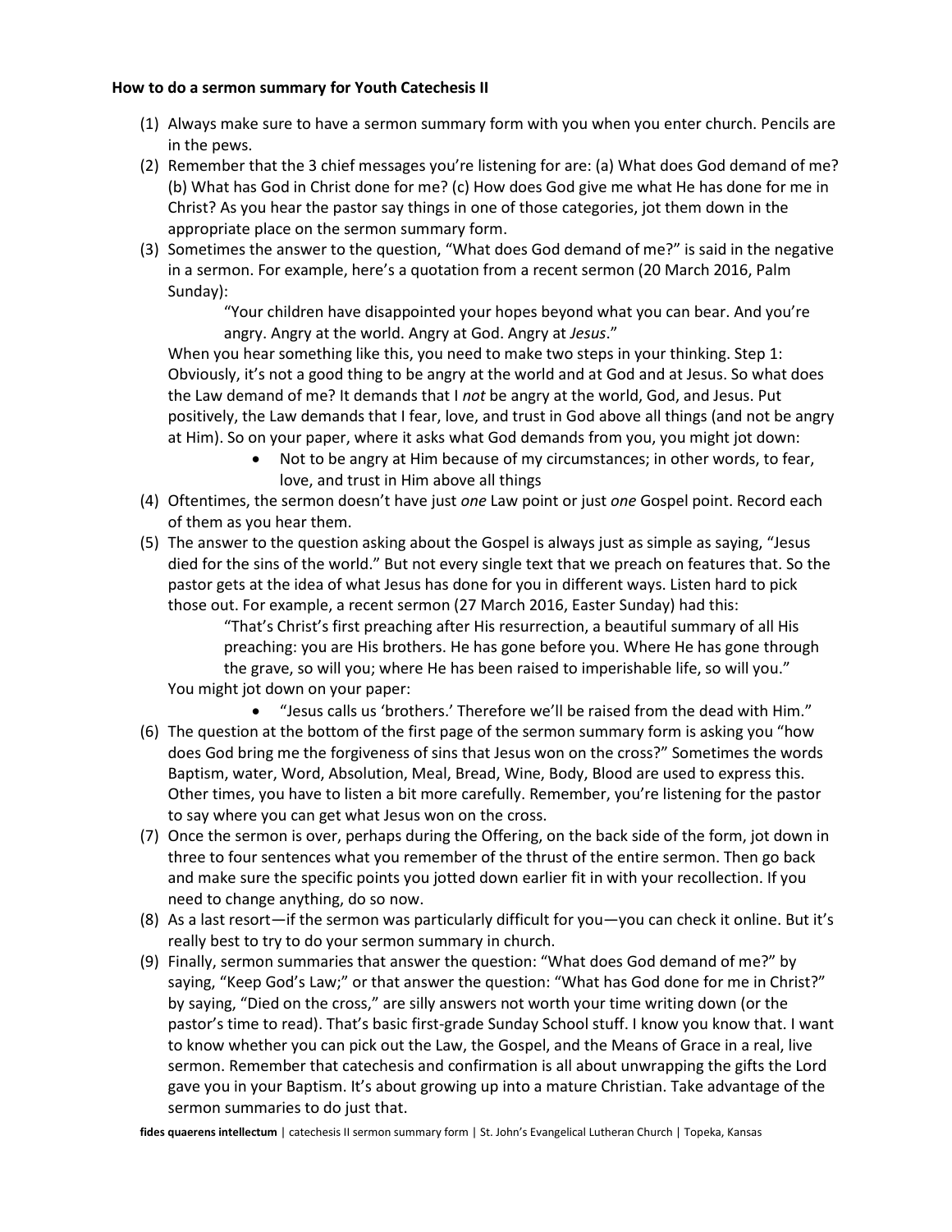**How to do a sermon summary for Youth Catechesis II**

(1) Always make sure to have a sermon summary form with you when you enter church. Pencils are in the pews.

(2) Remember that the 3 chief messages you're listening for are: (a) What does God demand of me? (b) What has God in Christ done for me? (c) How does God give me what He has done for me in Christ? As you hear the pastor say things in one of those categories, jot them down in the appropriate place on the sermon summary form.

(3) Sometimes the answer to the question, "What does God demand of me?" is said in the negative in a sermon. For example, here's a quotation from a recent sermon (20 March 2016, Palm Sunday):

> "Your children have disappointed your hopes beyond what you can bear. And you're angry. Angry at the world. Angry at God. Angry at *Jesus*."

When you hear something like this, you need to make two steps in your thinking. Step 1: Obviously, it's not a good thing to be angry at the world and at God and at Jesus. So what does the Law demand of me? It demands that I *not* be angry at the world, God, and Jesus. Put positively, the Law demands that I fear, love, and trust in God above all things (and not be angry at Him). So on your paper, where it asks what God demands from you, you might jot down:

- Not to be angry at Him because of my circumstances; in other words, to fear, love, and trust in Him above all things

(4) Oftentimes, the sermon doesn't have just *one* Law point or just *one* Gospel point. Record each of them as you hear them.

(5) The answer to the question asking about the Gospel is always just as simple as saying, "Jesus died for the sins of the world." But not every single text that we preach on features that. So the pastor gets at the idea of what Jesus has done for you in different ways. Listen hard to pick those out. For example, a recent sermon (27 March 2016, Easter Sunday) had this:

> "That's Christ's first preaching after His resurrection, a beautiful summary of all His preaching: you are His brothers. He has gone before you. Where He has gone through the grave, so will you; where He has been raised to imperishable life, so will you."

You might jot down on your paper:

- "Jesus calls us 'brothers.' Therefore we'll be raised from the dead with Him."

(6) The question at the bottom of the first page of the sermon summary form is asking you "how does God bring me the forgiveness of sins that Jesus won on the cross?" Sometimes the words Baptism, water, Word, Absolution, Meal, Bread, Wine, Body, Blood are used to express this. Other times, you have to listen a bit more carefully. Remember, you're listening for the pastor to say where you can get what Jesus won on the cross.

(7) Once the sermon is over, perhaps during the Offering, on the back side of the form, jot down in three to four sentences what you remember of the thrust of the entire sermon. Then go back and make sure the specific points you jotted down earlier fit in with your recollection. If you need to change anything, do so now.

(8) As a last resort—if the sermon was particularly difficult for you—you can check it online. But it's really best to try to do your sermon summary in church.

(9) Finally, sermon summaries that answer the question: "What does God demand of me?" by saying, "Keep God's Law;" or that answer the question: "What has God done for me in Christ?" by saying, "Died on the cross," are silly answers not worth your time writing down (or the pastor's time to read). That's basic first-grade Sunday School stuff. I know you know that. I want to know whether you can pick out the Law, the Gospel, and the Means of Grace in a real, live sermon. Remember that catechesis and confirmation is all about unwrapping the gifts the Lord gave you in your Baptism. It's about growing up into a mature Christian. Take advantage of the sermon summaries to do just that.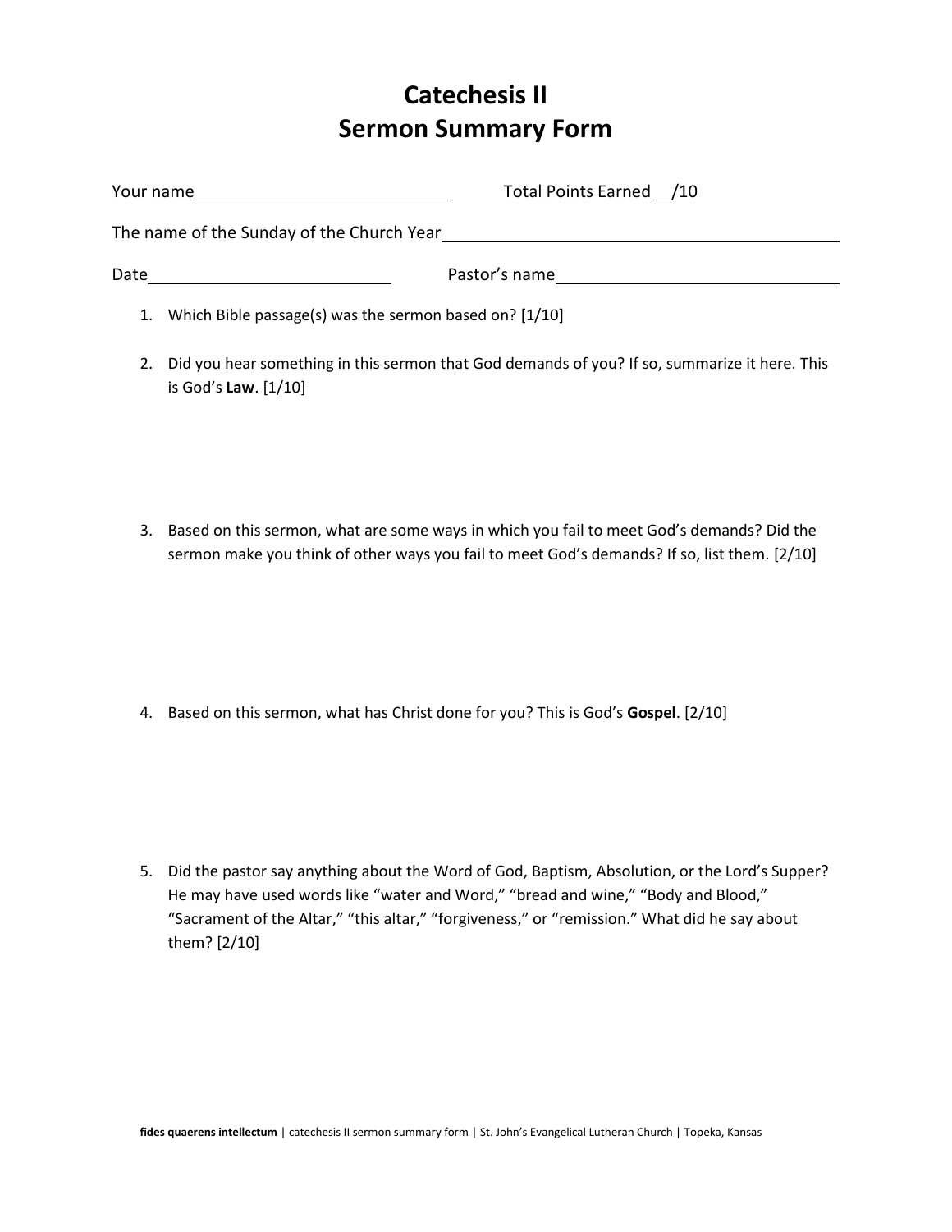# Catechesis II
# Sermon Summary Form

Your name________________________ Total Points Earned___/10

The name of the Sunday of the Church Year________________________________________

Date____________________ Pastor's name________________________

1. Which Bible passage(s) was the sermon based on? [1/10]

2. Did you hear something in this sermon that God demands of you? If so, summarize it here. This is God's **Law**. [1/10]

3. Based on this sermon, what are some ways in which you fail to meet God's demands? Did the sermon make you think of other ways you fail to meet God's demands? If so, list them. [2/10]

4. Based on this sermon, what has Christ done for you? This is God's **Gospel**. [2/10]

5. Did the pastor say anything about the Word of God, Baptism, Absolution, or the Lord's Supper? He may have used words like "water and Word," "bread and wine," "Body and Blood," "Sacrament of the Altar," "this altar," "forgiveness," or "remission." What did he say about them? [2/10]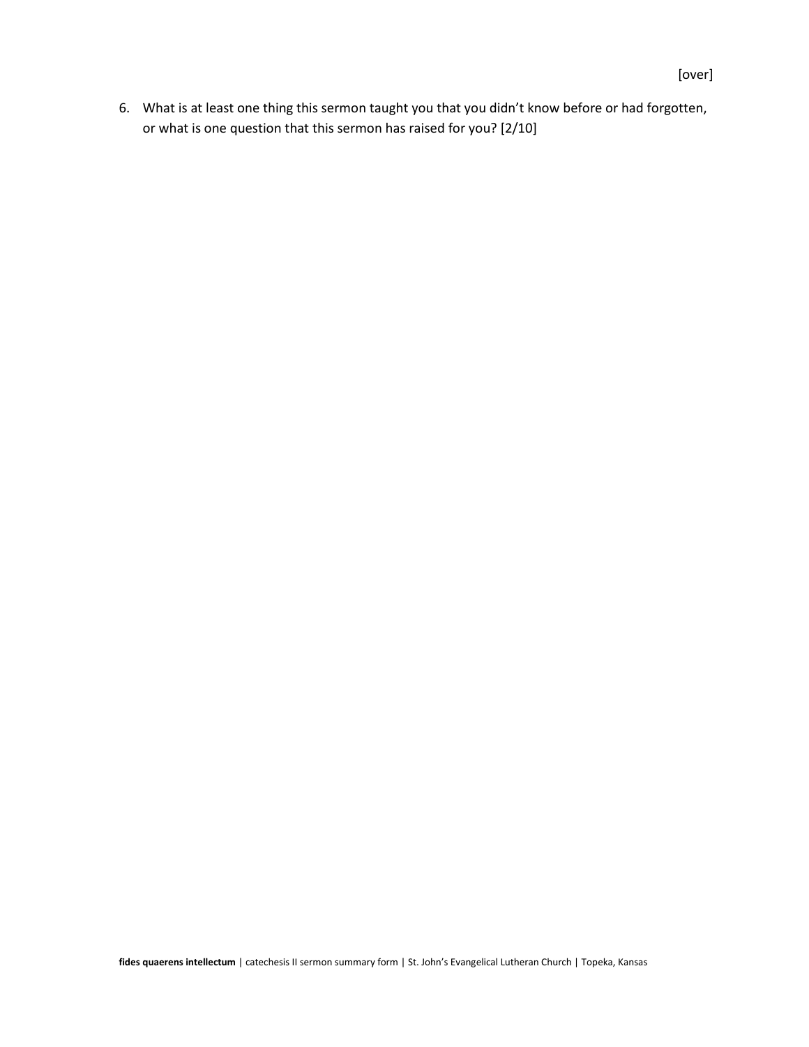[over]

6. What is at least one thing this sermon taught you that you didn't know before or had forgotten, or what is one question that this sermon has raised for you? [2/10]